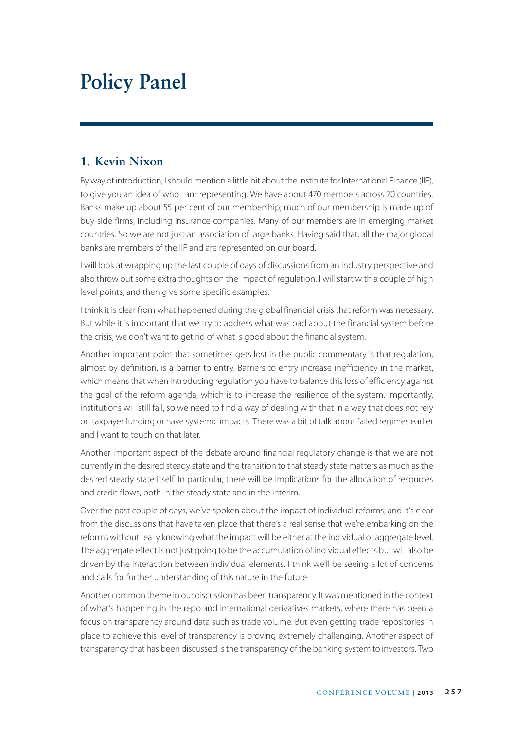# Policy Panel

## 1. Kevin Nixon

By way of introduction, I should mention a little bit about the Institute for International Finance (IIF), to give you an idea of who I am representing. We have about 470 members across 70 countries. Banks make up about 55 per cent of our membership; much of our membership is made up of buy-side firms, including insurance companies. Many of our members are in emerging market countries. So we are not just an association of large banks. Having said that, all the major global banks are members of the IIF and are represented on our board.

I will look at wrapping up the last couple of days of discussions from an industry perspective and also throw out some extra thoughts on the impact of regulation. I will start with a couple of high level points, and then give some specific examples.

I think it is clear from what happened during the global financial crisis that reform was necessary. But while it is important that we try to address what was bad about the financial system before the crisis, we don't want to get rid of what is good about the financial system.

Another important point that sometimes gets lost in the public commentary is that regulation, almost by definition, is a barrier to entry. Barriers to entry increase inefficiency in the market, which means that when introducing regulation you have to balance this loss of efficiency against the goal of the reform agenda, which is to increase the resilience of the system. Importantly, institutions will still fail, so we need to find a way of dealing with that in a way that does not rely on taxpayer funding or have systemic impacts. There was a bit of talk about failed regimes earlier and I want to touch on that later.

Another important aspect of the debate around financial regulatory change is that we are not currently in the desired steady state and the transition to that steady state matters as much as the desired steady state itself. In particular, there will be implications for the allocation of resources and credit flows, both in the steady state and in the interim.

Over the past couple of days, we've spoken about the impact of individual reforms, and it's clear from the discussions that have taken place that there's a real sense that we're embarking on the reforms without really knowing what the impact will be either at the individual or aggregate level. The aggregate effect is not just going to be the accumulation of individual effects but will also be driven by the interaction between individual elements. I think we'll be seeing a lot of concerns and calls for further understanding of this nature in the future.

Another common theme in our discussion has been transparency. It was mentioned in the context of what's happening in the repo and international derivatives markets, where there has been a focus on transparency around data such as trade volume. But even getting trade repositories in place to achieve this level of transparency is proving extremely challenging. Another aspect of transparency that has been discussed is the transparency of the banking system to investors. Two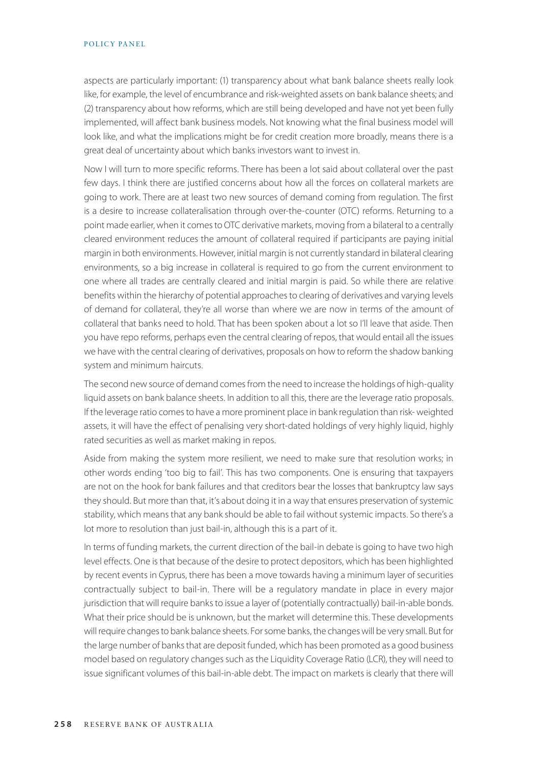aspects are particularly important: (1) transparency about what bank balance sheets really look like, for example, the level of encumbrance and risk-weighted assets on bank balance sheets; and (2) transparency about how reforms, which are still being developed and have not yet been fully implemented, will affect bank business models. Not knowing what the final business model will look like, and what the implications might be for credit creation more broadly, means there is a great deal of uncertainty about which banks investors want to invest in.

Now I will turn to more specific reforms. There has been a lot said about collateral over the past few days. I think there are justified concerns about how all the forces on collateral markets are going to work. There are at least two new sources of demand coming from regulation. The first is a desire to increase collateralisation through over-the-counter (OTC) reforms. Returning to a point made earlier, when it comes to OTC derivative markets, moving from a bilateral to a centrally cleared environment reduces the amount of collateral required if participants are paying initial margin in both environments. However, initial margin is not currently standard in bilateral clearing environments, so a big increase in collateral is required to go from the current environment to one where all trades are centrally cleared and initial margin is paid. So while there are relative benefits within the hierarchy of potential approaches to clearing of derivatives and varying levels of demand for collateral, they're all worse than where we are now in terms of the amount of collateral that banks need to hold. That has been spoken about a lot so I'll leave that aside. Then you have repo reforms, perhaps even the central clearing of repos, that would entail all the issues we have with the central clearing of derivatives, proposals on how to reform the shadow banking system and minimum haircuts.

The second new source of demand comes from the need to increase the holdings of high-quality liquid assets on bank balance sheets. In addition to all this, there are the leverage ratio proposals. If the leverage ratio comes to have a more prominent place in bank regulation than risk- weighted assets, it will have the effect of penalising very short-dated holdings of very highly liquid, highly rated securities as well as market making in repos.

Aside from making the system more resilient, we need to make sure that resolution works; in other words ending 'too big to fail'. This has two components. One is ensuring that taxpayers are not on the hook for bank failures and that creditors bear the losses that bankruptcy law says they should. But more than that, it's about doing it in a way that ensures preservation of systemic stability, which means that any bank should be able to fail without systemic impacts. So there's a lot more to resolution than just bail-in, although this is a part of it.

In terms of funding markets, the current direction of the bail-in debate is going to have two high level effects. One is that because of the desire to protect depositors, which has been highlighted by recent events in Cyprus, there has been a move towards having a minimum layer of securities contractually subject to bail-in. There will be a regulatory mandate in place in every major jurisdiction that will require banks to issue a layer of (potentially contractually) bail-in-able bonds. What their price should be is unknown, but the market will determine this. These developments will require changes to bank balance sheets. For some banks, the changes will be very small. But for the large number of banks that are deposit funded, which has been promoted as a good business model based on regulatory changes such as the Liquidity Coverage Ratio (LCR), they will need to issue significant volumes of this bail-in-able debt. The impact on markets is clearly that there will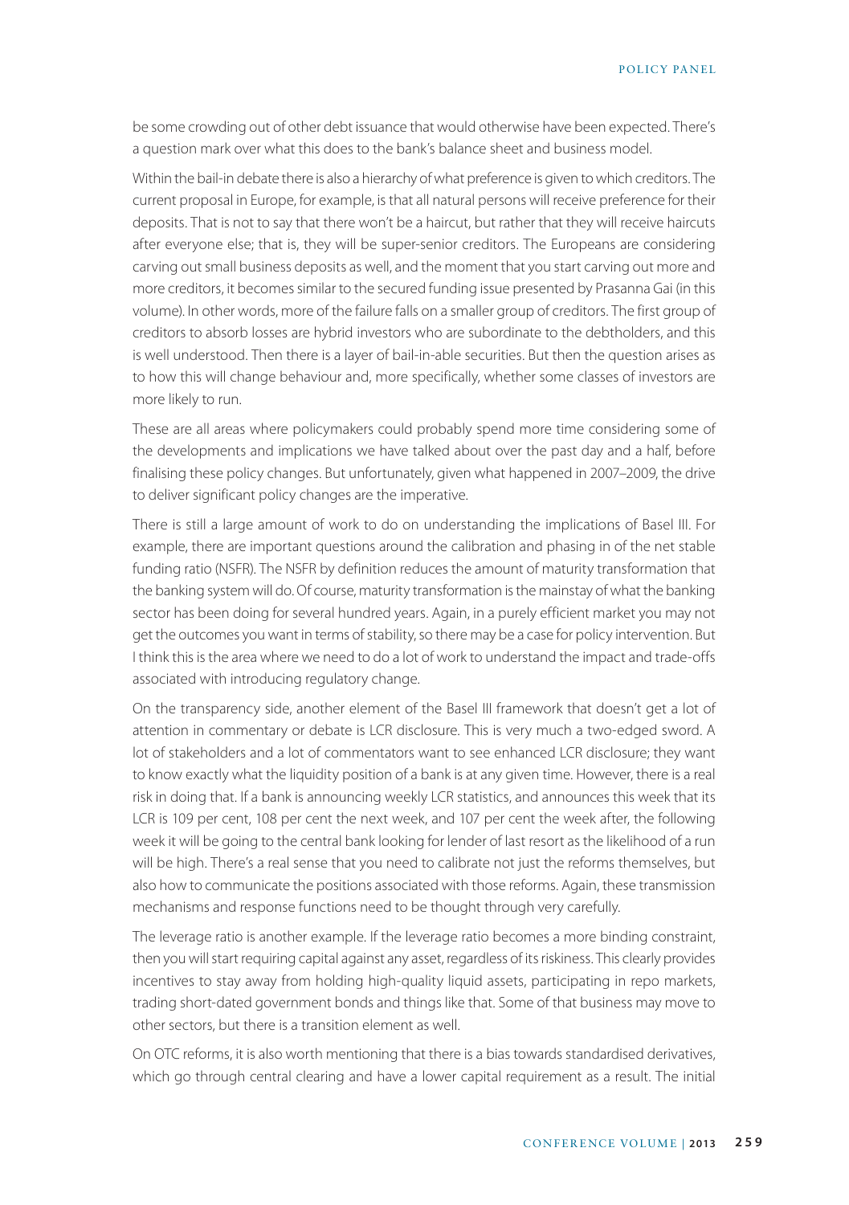be some crowding out of other debt issuance that would otherwise have been expected. There's a question mark over what this does to the bank's balance sheet and business model.

Within the bail-in debate there is also a hierarchy of what preference is given to which creditors. The current proposal in Europe, for example, is that all natural persons will receive preference for their deposits. That is not to say that there won't be a haircut, but rather that they will receive haircuts after everyone else; that is, they will be super-senior creditors. The Europeans are considering carving out small business deposits as well, and the moment that you start carving out more and more creditors, it becomes similar to the secured funding issue presented by Prasanna Gai (in this volume). In other words, more of the failure falls on a smaller group of creditors. The first group of creditors to absorb losses are hybrid investors who are subordinate to the debtholders, and this is well understood. Then there is a layer of bail-in-able securities. But then the question arises as to how this will change behaviour and, more specifically, whether some classes of investors are more likely to run.

These are all areas where policymakers could probably spend more time considering some of the developments and implications we have talked about over the past day and a half, before finalising these policy changes. But unfortunately, given what happened in 2007–2009, the drive to deliver significant policy changes are the imperative.

There is still a large amount of work to do on understanding the implications of Basel III. For example, there are important questions around the calibration and phasing in of the net stable funding ratio (NSFR). The NSFR by definition reduces the amount of maturity transformation that the banking system will do. Of course, maturity transformation is the mainstay of what the banking sector has been doing for several hundred years. Again, in a purely efficient market you may not get the outcomes you want in terms of stability, so there may be a case for policy intervention. But I think this is the area where we need to do a lot of work to understand the impact and trade-offs associated with introducing regulatory change.

On the transparency side, another element of the Basel III framework that doesn't get a lot of attention in commentary or debate is LCR disclosure. This is very much a two-edged sword. A lot of stakeholders and a lot of commentators want to see enhanced LCR disclosure; they want to know exactly what the liquidity position of a bank is at any given time. However, there is a real risk in doing that. If a bank is announcing weekly LCR statistics, and announces this week that its LCR is 109 per cent, 108 per cent the next week, and 107 per cent the week after, the following week it will be going to the central bank looking for lender of last resort as the likelihood of a run will be high. There's a real sense that you need to calibrate not just the reforms themselves, but also how to communicate the positions associated with those reforms. Again, these transmission mechanisms and response functions need to be thought through very carefully.

The leverage ratio is another example. If the leverage ratio becomes a more binding constraint, then you will start requiring capital against any asset, regardless of its riskiness. This clearly provides incentives to stay away from holding high-quality liquid assets, participating in repo markets, trading short-dated government bonds and things like that. Some of that business may move to other sectors, but there is a transition element as well.

On OTC reforms, it is also worth mentioning that there is a bias towards standardised derivatives, which go through central clearing and have a lower capital requirement as a result. The initial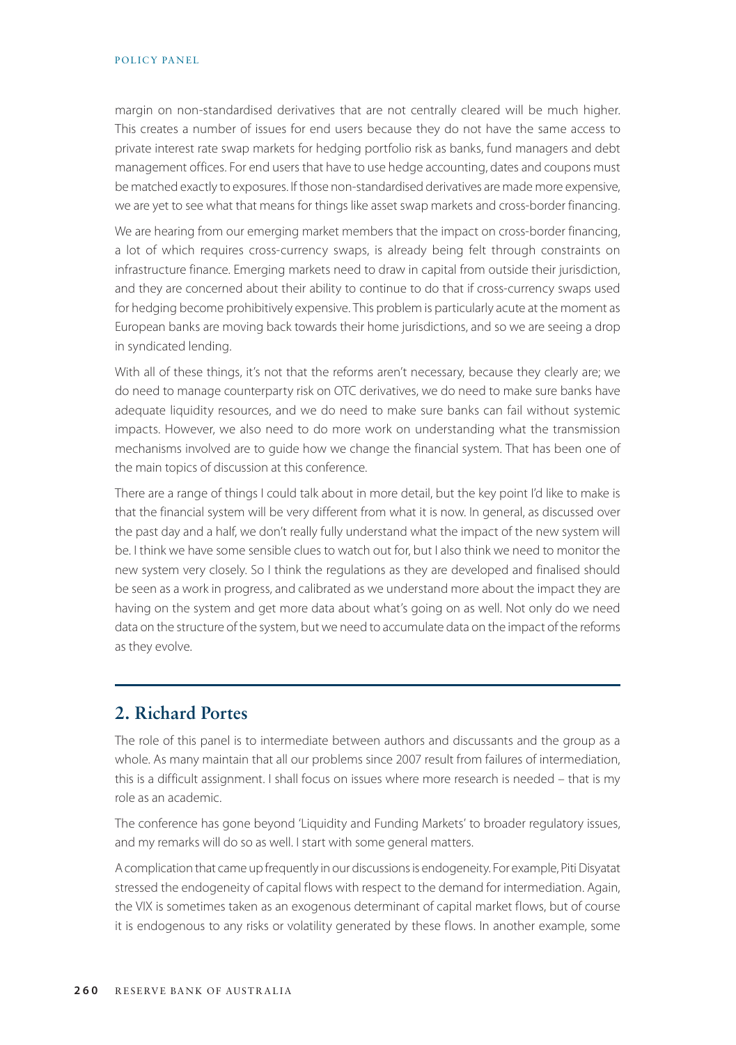margin on non-standardised derivatives that are not centrally cleared will be much higher. This creates a number of issues for end users because they do not have the same access to private interest rate swap markets for hedging portfolio risk as banks, fund managers and debt management offices. For end users that have to use hedge accounting, dates and coupons must be matched exactly to exposures. If those non-standardised derivatives are made more expensive, we are yet to see what that means for things like asset swap markets and cross-border financing.

We are hearing from our emerging market members that the impact on cross-border financing, a lot of which requires cross-currency swaps, is already being felt through constraints on infrastructure finance. Emerging markets need to draw in capital from outside their jurisdiction, and they are concerned about their ability to continue to do that if cross-currency swaps used for hedging become prohibitively expensive. This problem is particularly acute at the moment as European banks are moving back towards their home jurisdictions, and so we are seeing a drop in syndicated lending.

With all of these things, it's not that the reforms aren't necessary, because they clearly are; we do need to manage counterparty risk on OTC derivatives, we do need to make sure banks have adequate liquidity resources, and we do need to make sure banks can fail without systemic impacts. However, we also need to do more work on understanding what the transmission mechanisms involved are to guide how we change the financial system. That has been one of the main topics of discussion at this conference.

There are a range of things I could talk about in more detail, but the key point I'd like to make is that the financial system will be very different from what it is now. In general, as discussed over the past day and a half, we don't really fully understand what the impact of the new system will be. I think we have some sensible clues to watch out for, but I also think we need to monitor the new system very closely. So I think the regulations as they are developed and finalised should be seen as a work in progress, and calibrated as we understand more about the impact they are having on the system and get more data about what's going on as well. Not only do we need data on the structure of the system, but we need to accumulate data on the impact of the reforms as they evolve.

## 2. Richard Portes

The role of this panel is to intermediate between authors and discussants and the group as a whole. As many maintain that all our problems since 2007 result from failures of intermediation, this is a difficult assignment. I shall focus on issues where more research is needed – that is my role as an academic.

The conference has gone beyond 'Liquidity and Funding Markets' to broader regulatory issues, and my remarks will do so as well. I start with some general matters.

A complication that came up frequently in our discussions is endogeneity. For example, Piti Disyatat stressed the endogeneity of capital flows with respect to the demand for intermediation. Again, the VIX is sometimes taken as an exogenous determinant of capital market flows, but of course it is endogenous to any risks or volatility generated by these flows. In another example, some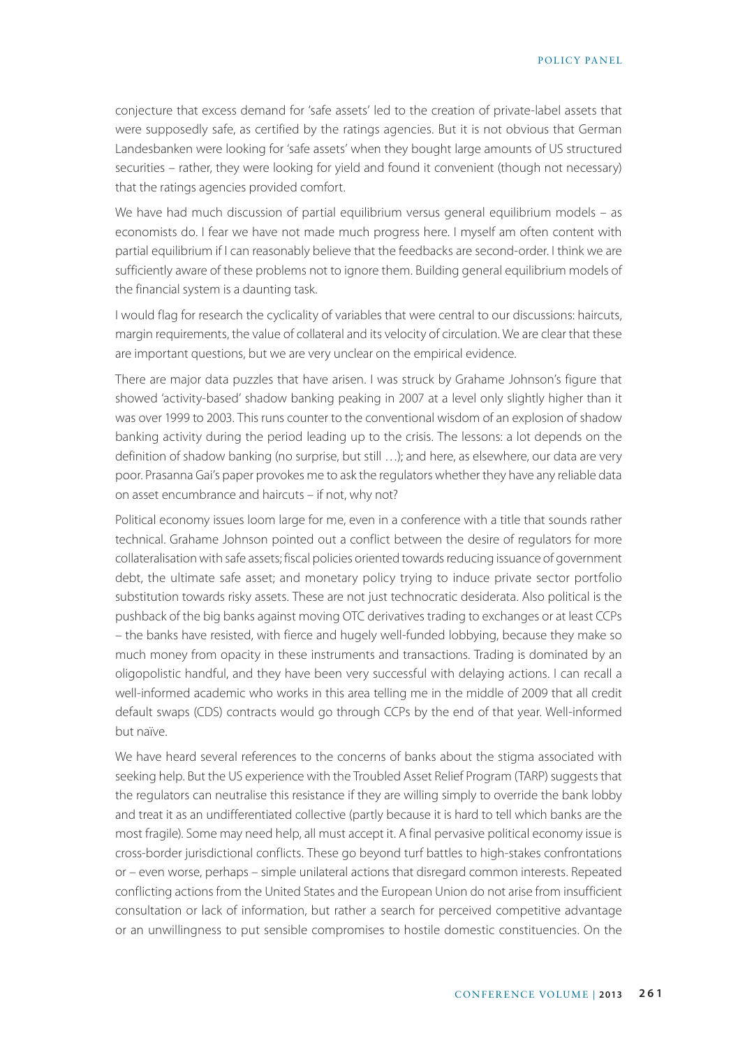conjecture that excess demand for 'safe assets' led to the creation of private-label assets that were supposedly safe, as certified by the ratings agencies. But it is not obvious that German Landesbanken were looking for 'safe assets' when they bought large amounts of US structured securities – rather, they were looking for yield and found it convenient (though not necessary) that the ratings agencies provided comfort.

We have had much discussion of partial equilibrium versus general equilibrium models – as economists do. I fear we have not made much progress here. I myself am often content with partial equilibrium if I can reasonably believe that the feedbacks are second-order. I think we are sufficiently aware of these problems not to ignore them. Building general equilibrium models of the financial system is a daunting task.

I would flag for research the cyclicality of variables that were central to our discussions: haircuts, margin requirements, the value of collateral and its velocity of circulation. We are clear that these are important questions, but we are very unclear on the empirical evidence.

There are major data puzzles that have arisen. I was struck by Grahame Johnson's figure that showed 'activity-based' shadow banking peaking in 2007 at a level only slightly higher than it was over 1999 to 2003. This runs counter to the conventional wisdom of an explosion of shadow banking activity during the period leading up to the crisis. The lessons: a lot depends on the definition of shadow banking (no surprise, but still …); and here, as elsewhere, our data are very poor. Prasanna Gai's paper provokes me to ask the regulators whether they have any reliable data on asset encumbrance and haircuts – if not, why not?

Political economy issues loom large for me, even in a conference with a title that sounds rather technical. Grahame Johnson pointed out a conflict between the desire of regulators for more collateralisation with safe assets; fiscal policies oriented towards reducing issuance of government debt, the ultimate safe asset; and monetary policy trying to induce private sector portfolio substitution towards risky assets. These are not just technocratic desiderata. Also political is the pushback of the big banks against moving OTC derivatives trading to exchanges or at least CCPs – the banks have resisted, with fierce and hugely well-funded lobbying, because they make so much money from opacity in these instruments and transactions. Trading is dominated by an oligopolistic handful, and they have been very successful with delaying actions. I can recall a well-informed academic who works in this area telling me in the middle of 2009 that all credit default swaps (CDS) contracts would go through CCPs by the end of that year. Well-informed but naïve.

We have heard several references to the concerns of banks about the stigma associated with seeking help. But the US experience with the Troubled Asset Relief Program (TARP) suggests that the regulators can neutralise this resistance if they are willing simply to override the bank lobby and treat it as an undifferentiated collective (partly because it is hard to tell which banks are the most fragile). Some may need help, all must accept it. A final pervasive political economy issue is cross-border jurisdictional conflicts. These go beyond turf battles to high-stakes confrontations or – even worse, perhaps – simple unilateral actions that disregard common interests. Repeated conflicting actions from the United States and the European Union do not arise from insufficient consultation or lack of information, but rather a search for perceived competitive advantage or an unwillingness to put sensible compromises to hostile domestic constituencies. On the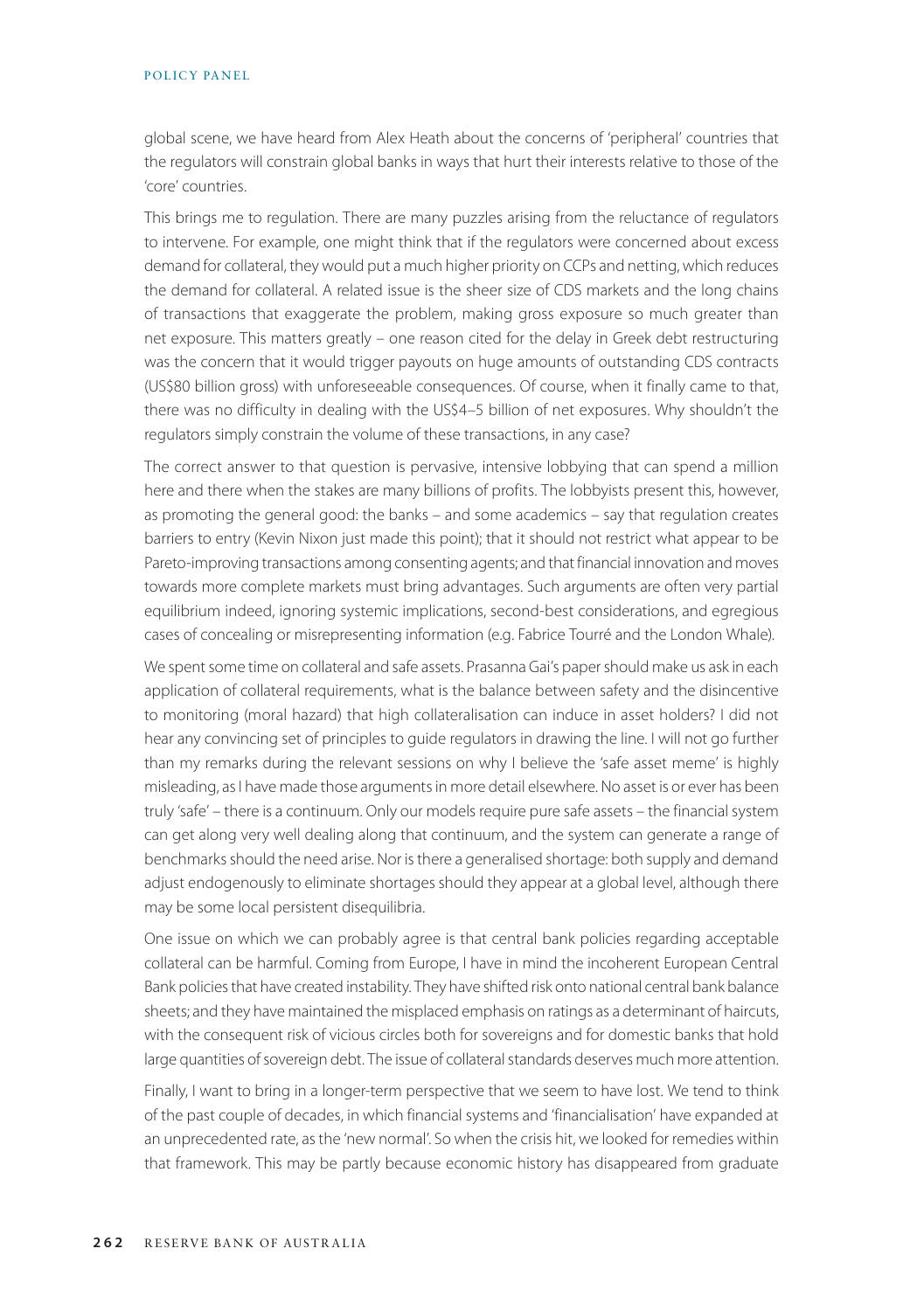global scene, we have heard from Alex Heath about the concerns of 'peripheral' countries that the regulators will constrain global banks in ways that hurt their interests relative to those of the 'core' countries.

This brings me to regulation. There are many puzzles arising from the reluctance of regulators to intervene. For example, one might think that if the regulators were concerned about excess demand for collateral, they would put a much higher priority on CCPs and netting, which reduces the demand for collateral. A related issue is the sheer size of CDS markets and the long chains of transactions that exaggerate the problem, making gross exposure so much greater than net exposure. This matters greatly – one reason cited for the delay in Greek debt restructuring was the concern that it would trigger payouts on huge amounts of outstanding CDS contracts (US$80 billion gross) with unforeseeable consequences. Of course, when it finally came to that, there was no difficulty in dealing with the US$4–5 billion of net exposures. Why shouldn't the regulators simply constrain the volume of these transactions, in any case?

The correct answer to that question is pervasive, intensive lobbying that can spend a million here and there when the stakes are many billions of profits. The lobbyists present this, however, as promoting the general good: the banks – and some academics – say that regulation creates barriers to entry (Kevin Nixon just made this point); that it should not restrict what appear to be Pareto-improving transactions among consenting agents; and that financial innovation and moves towards more complete markets must bring advantages. Such arguments are often very partial equilibrium indeed, ignoring systemic implications, second-best considerations, and egregious cases of concealing or misrepresenting information (e.g. Fabrice Tourré and the London Whale).

We spent some time on collateral and safe assets. Prasanna Gai's paper should make us ask in each application of collateral requirements, what is the balance between safety and the disincentive to monitoring (moral hazard) that high collateralisation can induce in asset holders? I did not hear any convincing set of principles to guide regulators in drawing the line. I will not go further than my remarks during the relevant sessions on why I believe the 'safe asset meme' is highly misleading, as I have made those arguments in more detail elsewhere. No asset is or ever has been truly 'safe' – there is a continuum. Only our models require pure safe assets – the financial system can get along very well dealing along that continuum, and the system can generate a range of benchmarks should the need arise. Nor is there a generalised shortage: both supply and demand adjust endogenously to eliminate shortages should they appear at a global level, although there may be some local persistent disequilibria.

One issue on which we can probably agree is that central bank policies regarding acceptable collateral can be harmful. Coming from Europe, I have in mind the incoherent European Central Bank policies that have created instability. They have shifted risk onto national central bank balance sheets; and they have maintained the misplaced emphasis on ratings as a determinant of haircuts, with the consequent risk of vicious circles both for sovereigns and for domestic banks that hold large quantities of sovereign debt. The issue of collateral standards deserves much more attention.

Finally, I want to bring in a longer-term perspective that we seem to have lost. We tend to think of the past couple of decades, in which financial systems and 'financialisation' have expanded at an unprecedented rate, as the 'new normal'. So when the crisis hit, we looked for remedies within that framework. This may be partly because economic history has disappeared from graduate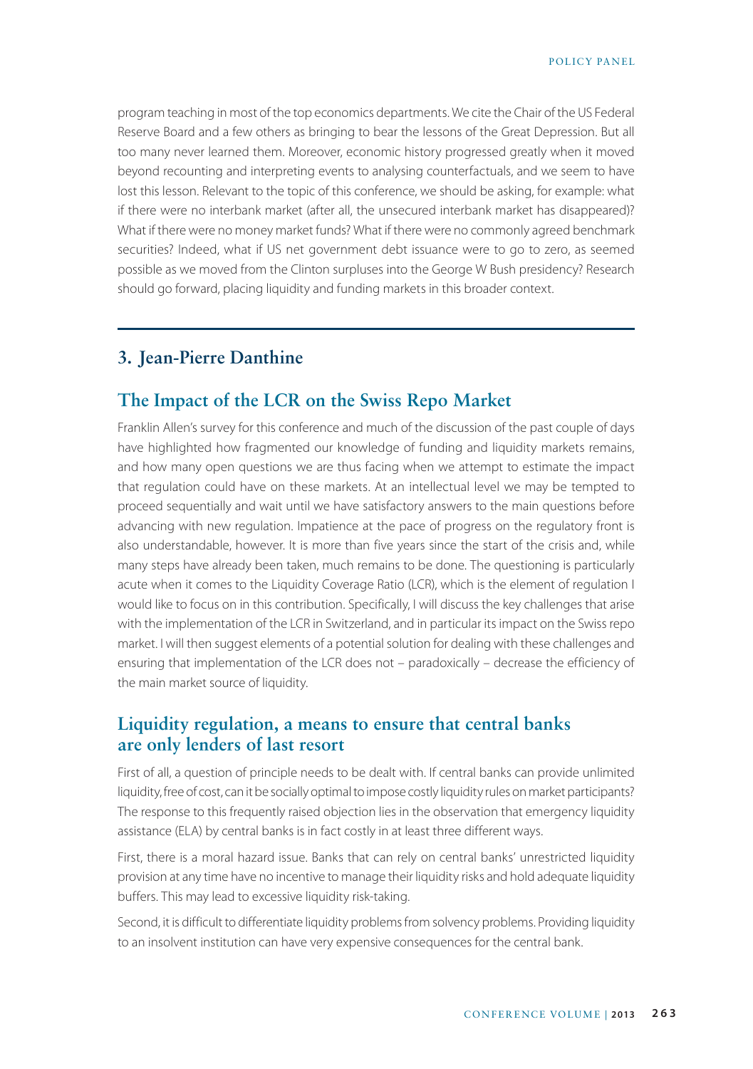program teaching in most of the top economics departments. We cite the Chair of the US Federal Reserve Board and a few others as bringing to bear the lessons of the Great Depression. But all too many never learned them. Moreover, economic history progressed greatly when it moved beyond recounting and interpreting events to analysing counterfactuals, and we seem to have lost this lesson. Relevant to the topic of this conference, we should be asking, for example: what if there were no interbank market (after all, the unsecured interbank market has disappeared)? What if there were no money market funds? What if there were no commonly agreed benchmark securities? Indeed, what if US net government debt issuance were to go to zero, as seemed possible as we moved from the Clinton surpluses into the George W Bush presidency? Research should go forward, placing liquidity and funding markets in this broader context.

## 3. Jean-Pierre Danthine

## The Impact of the LCR on the Swiss Repo Market

Franklin Allen's survey for this conference and much of the discussion of the past couple of days have highlighted how fragmented our knowledge of funding and liquidity markets remains, and how many open questions we are thus facing when we attempt to estimate the impact that regulation could have on these markets. At an intellectual level we may be tempted to proceed sequentially and wait until we have satisfactory answers to the main questions before advancing with new regulation. Impatience at the pace of progress on the regulatory front is also understandable, however. It is more than five years since the start of the crisis and, while many steps have already been taken, much remains to be done. The questioning is particularly acute when it comes to the Liquidity Coverage Ratio (LCR), which is the element of regulation I would like to focus on in this contribution. Specifically, I will discuss the key challenges that arise with the implementation of the LCR in Switzerland, and in particular its impact on the Swiss repo market. I will then suggest elements of a potential solution for dealing with these challenges and ensuring that implementation of the LCR does not – paradoxically – decrease the efficiency of the main market source of liquidity.

### Liquidity regulation, a means to ensure that central banks are only lenders of last resort

First of all, a question of principle needs to be dealt with. If central banks can provide unlimited liquidity, free of cost, can it be socially optimal to impose costly liquidity rules on market participants? The response to this frequently raised objection lies in the observation that emergency liquidity assistance (ELA) by central banks is in fact costly in at least three different ways.

First, there is a moral hazard issue. Banks that can rely on central banks' unrestricted liquidity provision at any time have no incentive to manage their liquidity risks and hold adequate liquidity buffers. This may lead to excessive liquidity risk-taking.

Second, it is difficult to differentiate liquidity problems from solvency problems. Providing liquidity to an insolvent institution can have very expensive consequences for the central bank.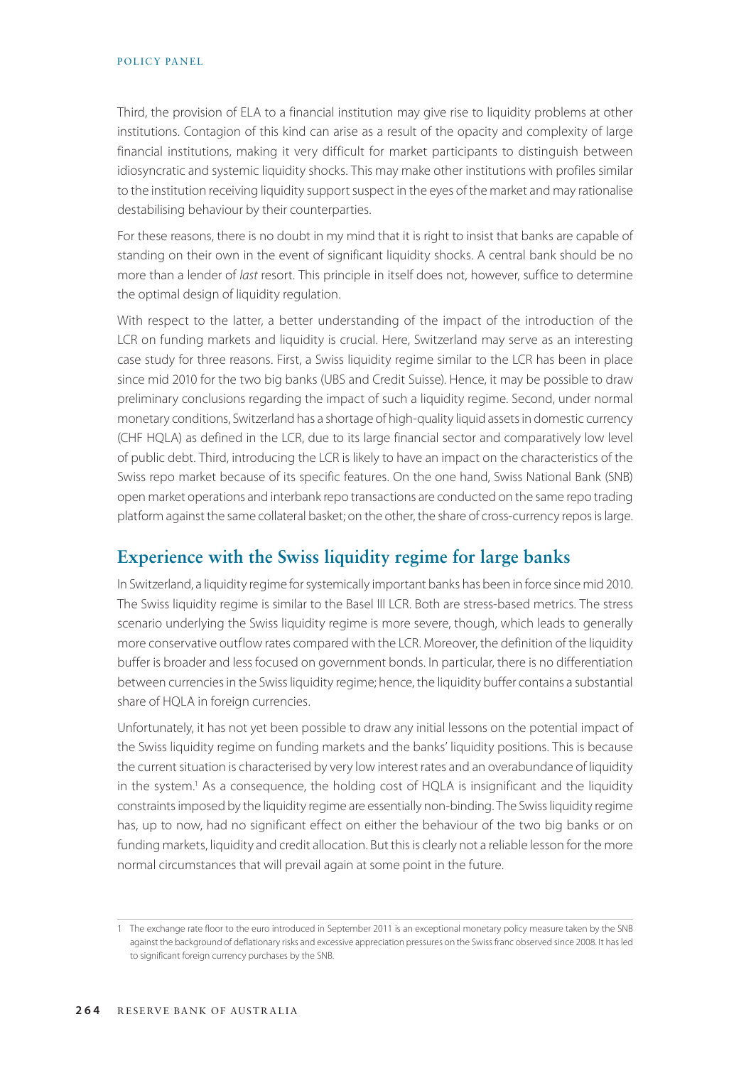Third, the provision of ELA to a financial institution may give rise to liquidity problems at other institutions. Contagion of this kind can arise as a result of the opacity and complexity of large financial institutions, making it very difficult for market participants to distinguish between idiosyncratic and systemic liquidity shocks. This may make other institutions with profiles similar to the institution receiving liquidity support suspect in the eyes of the market and may rationalise destabilising behaviour by their counterparties.

For these reasons, there is no doubt in my mind that it is right to insist that banks are capable of standing on their own in the event of significant liquidity shocks. A central bank should be no more than a lender of *last* resort. This principle in itself does not, however, suffice to determine the optimal design of liquidity regulation.

With respect to the latter, a better understanding of the impact of the introduction of the LCR on funding markets and liquidity is crucial. Here, Switzerland may serve as an interesting case study for three reasons. First, a Swiss liquidity regime similar to the LCR has been in place since mid 2010 for the two big banks (UBS and Credit Suisse). Hence, it may be possible to draw preliminary conclusions regarding the impact of such a liquidity regime. Second, under normal monetary conditions, Switzerland has a shortage of high-quality liquid assets in domestic currency (CHF HQLA) as defined in the LCR, due to its large financial sector and comparatively low level of public debt. Third, introducing the LCR is likely to have an impact on the characteristics of the Swiss repo market because of its specific features. On the one hand, Swiss National Bank (SNB) open market operations and interbank repo transactions are conducted on the same repo trading platform against the same collateral basket; on the other, the share of cross-currency repos is large.

## Experience with the Swiss liquidity regime for large banks

In Switzerland, a liquidity regime for systemically important banks has been in force since mid 2010. The Swiss liquidity regime is similar to the Basel III LCR. Both are stress-based metrics. The stress scenario underlying the Swiss liquidity regime is more severe, though, which leads to generally more conservative outflow rates compared with the LCR. Moreover, the definition of the liquidity buffer is broader and less focused on government bonds. In particular, there is no differentiation between currencies in the Swiss liquidity regime; hence, the liquidity buffer contains a substantial share of HQLA in foreign currencies.

Unfortunately, it has not yet been possible to draw any initial lessons on the potential impact of the Swiss liquidity regime on funding markets and the banks' liquidity positions. This is because the current situation is characterised by very low interest rates and an overabundance of liquidity in the system.[1] As a consequence, the holding cost of HQLA is insignificant and the liquidity constraints imposed by the liquidity regime are essentially non-binding. The Swiss liquidity regime has, up to now, had no significant effect on either the behaviour of the two big banks or on funding markets, liquidity and credit allocation. But this is clearly not a reliable lesson for the more normal circumstances that will prevail again at some point in the future.

---

1 The exchange rate floor to the euro introduced in September 2011 is an exceptional monetary policy measure taken by the SNB against the background of deflationary risks and excessive appreciation pressures on the Swiss franc observed since 2008. It has led to significant foreign currency purchases by the SNB.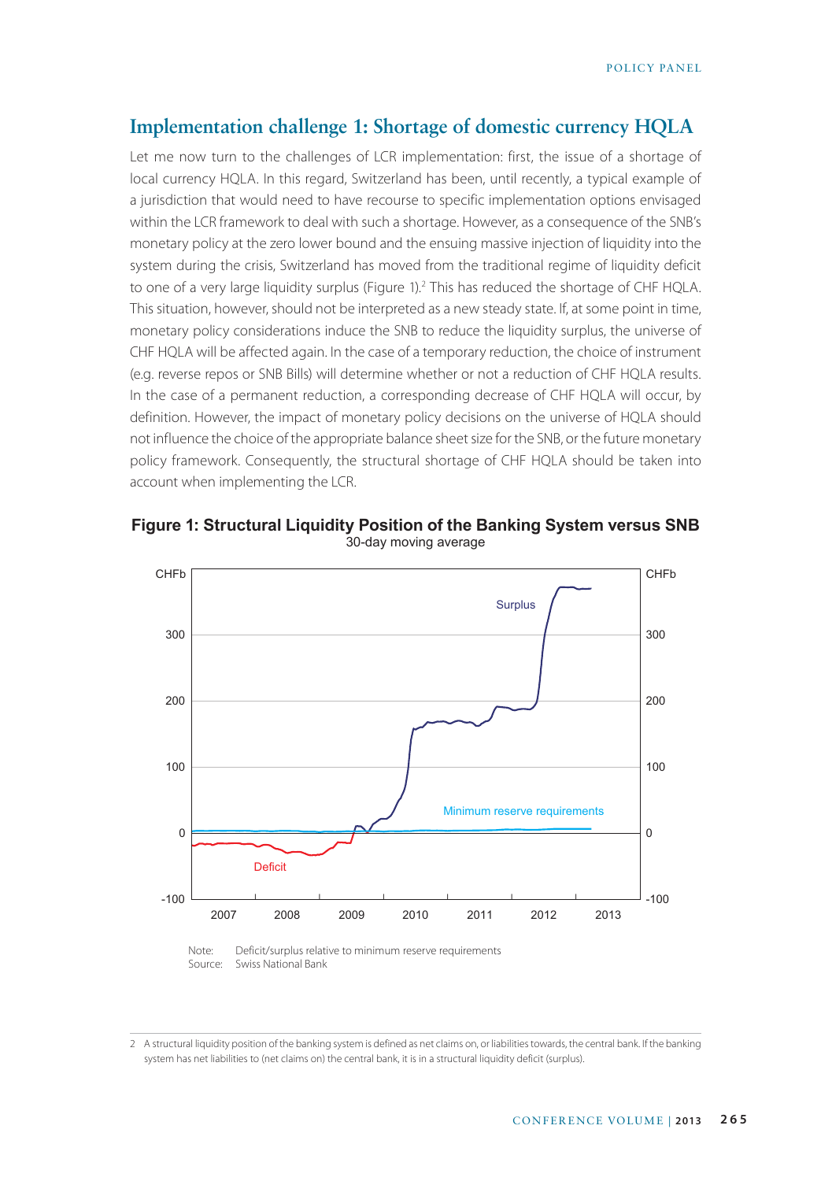## Implementation challenge 1: Shortage of domestic currency HQLA

Let me now turn to the challenges of LCR implementation: first, the issue of a shortage of local currency HQLA. In this regard, Switzerland has been, until recently, a typical example of a jurisdiction that would need to have recourse to specific implementation options envisaged within the LCR framework to deal with such a shortage. However, as a consequence of the SNB's monetary policy at the zero lower bound and the ensuing massive injection of liquidity into the system during the crisis, Switzerland has moved from the traditional regime of liquidity deficit to one of a very large liquidity surplus (Figure 1).[2] This has reduced the shortage of CHF HQLA. This situation, however, should not be interpreted as a new steady state. If, at some point in time, monetary policy considerations induce the SNB to reduce the liquidity surplus, the universe of CHF HQLA will be affected again. In the case of a temporary reduction, the choice of instrument (e.g. reverse repos or SNB Bills) will determine whether or not a reduction of CHF HQLA results. In the case of a permanent reduction, a corresponding decrease of CHF HQLA will occur, by definition. However, the impact of monetary policy decisions on the universe of HQLA should not influence the choice of the appropriate balance sheet size for the SNB, or the future monetary policy framework. Consequently, the structural shortage of CHF HQLA should be taken into account when implementing the LCR.

**Figure 1: Structural Liquidity Position of the Banking System versus SNB**
30-day moving average

Note: Deficit/surplus relative to minimum reserve requirements
Source: Swiss National Bank

---

2 A structural liquidity position of the banking system is defined as net claims on, or liabilities towards, the central bank. If the banking system has net liabilities to (net claims on) the central bank, it is in a structural liquidity deficit (surplus).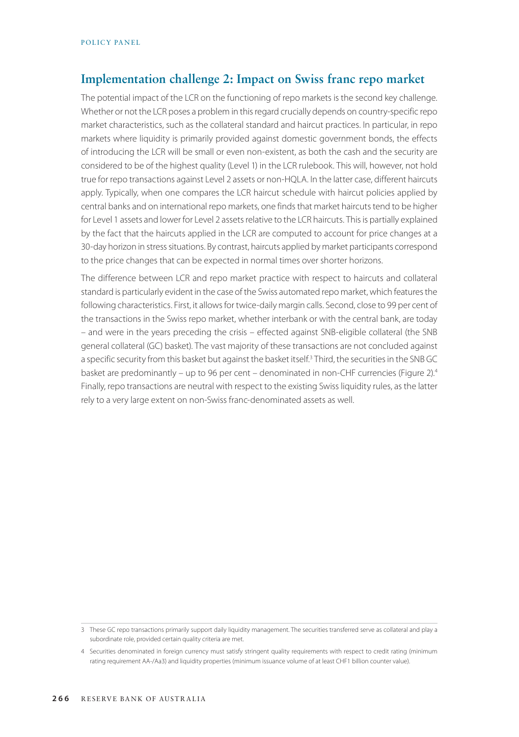## Implementation challenge 2: Impact on Swiss franc repo market

The potential impact of the LCR on the functioning of repo markets is the second key challenge. Whether or not the LCR poses a problem in this regard crucially depends on country-specific repo market characteristics, such as the collateral standard and haircut practices. In particular, in repo markets where liquidity is primarily provided against domestic government bonds, the effects of introducing the LCR will be small or even non-existent, as both the cash and the security are considered to be of the highest quality (Level 1) in the LCR rulebook. This will, however, not hold true for repo transactions against Level 2 assets or non-HQLA. In the latter case, different haircuts apply. Typically, when one compares the LCR haircut schedule with haircut policies applied by central banks and on international repo markets, one finds that market haircuts tend to be higher for Level 1 assets and lower for Level 2 assets relative to the LCR haircuts. This is partially explained by the fact that the haircuts applied in the LCR are computed to account for price changes at a 30-day horizon in stress situations. By contrast, haircuts applied by market participants correspond to the price changes that can be expected in normal times over shorter horizons.

The difference between LCR and repo market practice with respect to haircuts and collateral standard is particularly evident in the case of the Swiss automated repo market, which features the following characteristics. First, it allows for twice-daily margin calls. Second, close to 99 per cent of the transactions in the Swiss repo market, whether interbank or with the central bank, are today – and were in the years preceding the crisis – effected against SNB-eligible collateral (the SNB general collateral (GC) basket). The vast majority of these transactions are not concluded against a specific security from this basket but against the basket itself.[3] Third, the securities in the SNB GC basket are predominantly – up to 96 per cent – denominated in non-CHF currencies (Figure 2).[4] Finally, repo transactions are neutral with respect to the existing Swiss liquidity rules, as the latter rely to a very large extent on non-Swiss franc-denominated assets as well.

---

3 These GC repo transactions primarily support daily liquidity management. The securities transferred serve as collateral and play a subordinate role, provided certain quality criteria are met.

4 Securities denominated in foreign currency must satisfy stringent quality requirements with respect to credit rating (minimum rating requirement AA-/Aa3) and liquidity properties (minimum issuance volume of at least CHF1 billion counter value).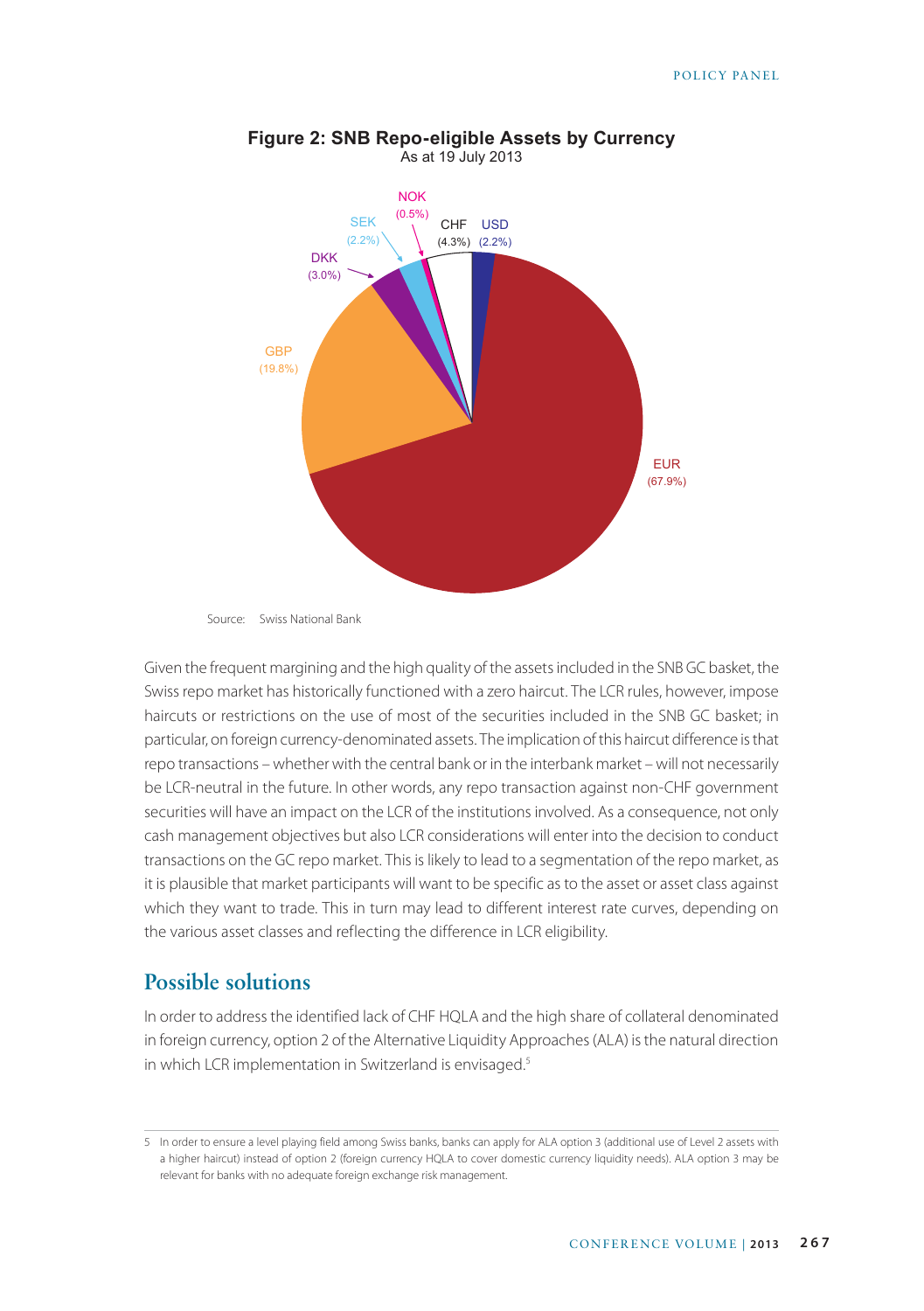**Figure 2: SNB Repo-eligible Assets by Currency**

As at 19 July 2013

| Currency | Share |
|---|---|
| EUR | 67.9% |
| GBP | 19.8% |
| CHF | 4.3% |
| DKK | 3.0% |
| SEK | 2.2% |
| USD | 2.2% |
| NOK | 0.5% |

Source: Swiss National Bank

Given the frequent margining and the high quality of the assets included in the SNB GC basket, the Swiss repo market has historically functioned with a zero haircut. The LCR rules, however, impose haircuts or restrictions on the use of most of the securities included in the SNB GC basket; in particular, on foreign currency-denominated assets. The implication of this haircut difference is that repo transactions – whether with the central bank or in the interbank market – will not necessarily be LCR-neutral in the future. In other words, any repo transaction against non-CHF government securities will have an impact on the LCR of the institutions involved. As a consequence, not only cash management objectives but also LCR considerations will enter into the decision to conduct transactions on the GC repo market. This is likely to lead to a segmentation of the repo market, as it is plausible that market participants will want to be specific as to the asset or asset class against which they want to trade. This in turn may lead to different interest rate curves, depending on the various asset classes and reflecting the difference in LCR eligibility.

## Possible solutions

In order to address the identified lack of CHF HQLA and the high share of collateral denominated in foreign currency, option 2 of the Alternative Liquidity Approaches (ALA) is the natural direction in which LCR implementation in Switzerland is envisaged.[5]

---

5 In order to ensure a level playing field among Swiss banks, banks can apply for ALA option 3 (additional use of Level 2 assets with a higher haircut) instead of option 2 (foreign currency HQLA to cover domestic currency liquidity needs). ALA option 3 may be relevant for banks with no adequate foreign exchange risk management.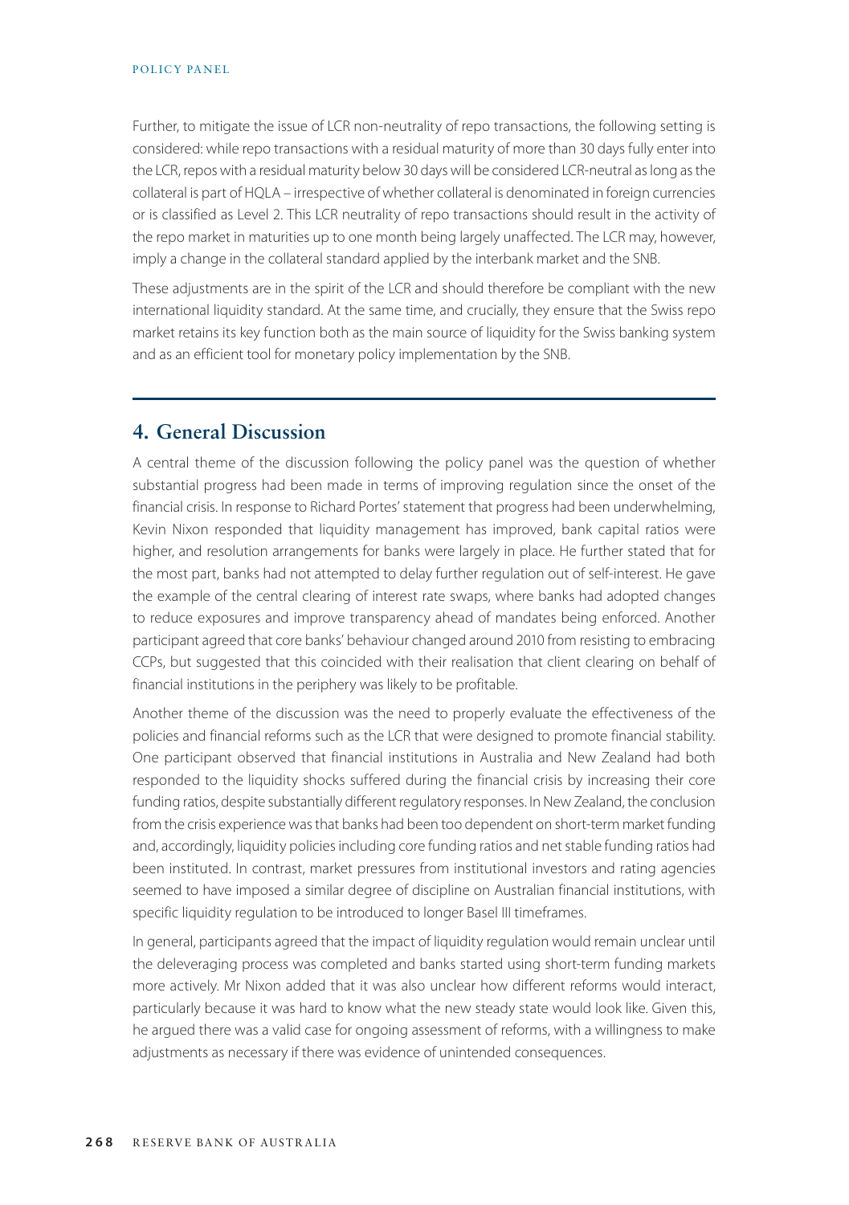Further, to mitigate the issue of LCR non-neutrality of repo transactions, the following setting is considered: while repo transactions with a residual maturity of more than 30 days fully enter into the LCR, repos with a residual maturity below 30 days will be considered LCR-neutral as long as the collateral is part of HQLA – irrespective of whether collateral is denominated in foreign currencies or is classified as Level 2. This LCR neutrality of repo transactions should result in the activity of the repo market in maturities up to one month being largely unaffected. The LCR may, however, imply a change in the collateral standard applied by the interbank market and the SNB.

These adjustments are in the spirit of the LCR and should therefore be compliant with the new international liquidity standard. At the same time, and crucially, they ensure that the Swiss repo market retains its key function both as the main source of liquidity for the Swiss banking system and as an efficient tool for monetary policy implementation by the SNB.

## 4. General Discussion

A central theme of the discussion following the policy panel was the question of whether substantial progress had been made in terms of improving regulation since the onset of the financial crisis. In response to Richard Portes' statement that progress had been underwhelming, Kevin Nixon responded that liquidity management has improved, bank capital ratios were higher, and resolution arrangements for banks were largely in place. He further stated that for the most part, banks had not attempted to delay further regulation out of self-interest. He gave the example of the central clearing of interest rate swaps, where banks had adopted changes to reduce exposures and improve transparency ahead of mandates being enforced. Another participant agreed that core banks' behaviour changed around 2010 from resisting to embracing CCPs, but suggested that this coincided with their realisation that client clearing on behalf of financial institutions in the periphery was likely to be profitable.

Another theme of the discussion was the need to properly evaluate the effectiveness of the policies and financial reforms such as the LCR that were designed to promote financial stability. One participant observed that financial institutions in Australia and New Zealand had both responded to the liquidity shocks suffered during the financial crisis by increasing their core funding ratios, despite substantially different regulatory responses. In New Zealand, the conclusion from the crisis experience was that banks had been too dependent on short-term market funding and, accordingly, liquidity policies including core funding ratios and net stable funding ratios had been instituted. In contrast, market pressures from institutional investors and rating agencies seemed to have imposed a similar degree of discipline on Australian financial institutions, with specific liquidity regulation to be introduced to longer Basel III timeframes.

In general, participants agreed that the impact of liquidity regulation would remain unclear until the deleveraging process was completed and banks started using short-term funding markets more actively. Mr Nixon added that it was also unclear how different reforms would interact, particularly because it was hard to know what the new steady state would look like. Given this, he argued there was a valid case for ongoing assessment of reforms, with a willingness to make adjustments as necessary if there was evidence of unintended consequences.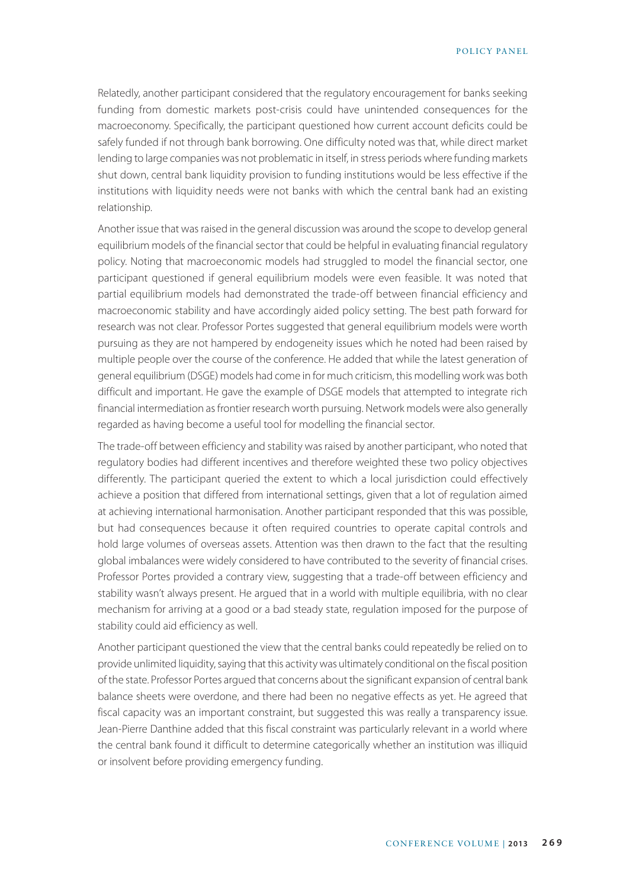Relatedly, another participant considered that the regulatory encouragement for banks seeking funding from domestic markets post-crisis could have unintended consequences for the macroeconomy. Specifically, the participant questioned how current account deficits could be safely funded if not through bank borrowing. One difficulty noted was that, while direct market lending to large companies was not problematic in itself, in stress periods where funding markets shut down, central bank liquidity provision to funding institutions would be less effective if the institutions with liquidity needs were not banks with which the central bank had an existing relationship.

Another issue that was raised in the general discussion was around the scope to develop general equilibrium models of the financial sector that could be helpful in evaluating financial regulatory policy. Noting that macroeconomic models had struggled to model the financial sector, one participant questioned if general equilibrium models were even feasible. It was noted that partial equilibrium models had demonstrated the trade-off between financial efficiency and macroeconomic stability and have accordingly aided policy setting. The best path forward for research was not clear. Professor Portes suggested that general equilibrium models were worth pursuing as they are not hampered by endogeneity issues which he noted had been raised by multiple people over the course of the conference. He added that while the latest generation of general equilibrium (DSGE) models had come in for much criticism, this modelling work was both difficult and important. He gave the example of DSGE models that attempted to integrate rich financial intermediation as frontier research worth pursuing. Network models were also generally regarded as having become a useful tool for modelling the financial sector.

The trade-off between efficiency and stability was raised by another participant, who noted that regulatory bodies had different incentives and therefore weighted these two policy objectives differently. The participant queried the extent to which a local jurisdiction could effectively achieve a position that differed from international settings, given that a lot of regulation aimed at achieving international harmonisation. Another participant responded that this was possible, but had consequences because it often required countries to operate capital controls and hold large volumes of overseas assets. Attention was then drawn to the fact that the resulting global imbalances were widely considered to have contributed to the severity of financial crises. Professor Portes provided a contrary view, suggesting that a trade-off between efficiency and stability wasn't always present. He argued that in a world with multiple equilibria, with no clear mechanism for arriving at a good or a bad steady state, regulation imposed for the purpose of stability could aid efficiency as well.

Another participant questioned the view that the central banks could repeatedly be relied on to provide unlimited liquidity, saying that this activity was ultimately conditional on the fiscal position of the state. Professor Portes argued that concerns about the significant expansion of central bank balance sheets were overdone, and there had been no negative effects as yet. He agreed that fiscal capacity was an important constraint, but suggested this was really a transparency issue. Jean-Pierre Danthine added that this fiscal constraint was particularly relevant in a world where the central bank found it difficult to determine categorically whether an institution was illiquid or insolvent before providing emergency funding.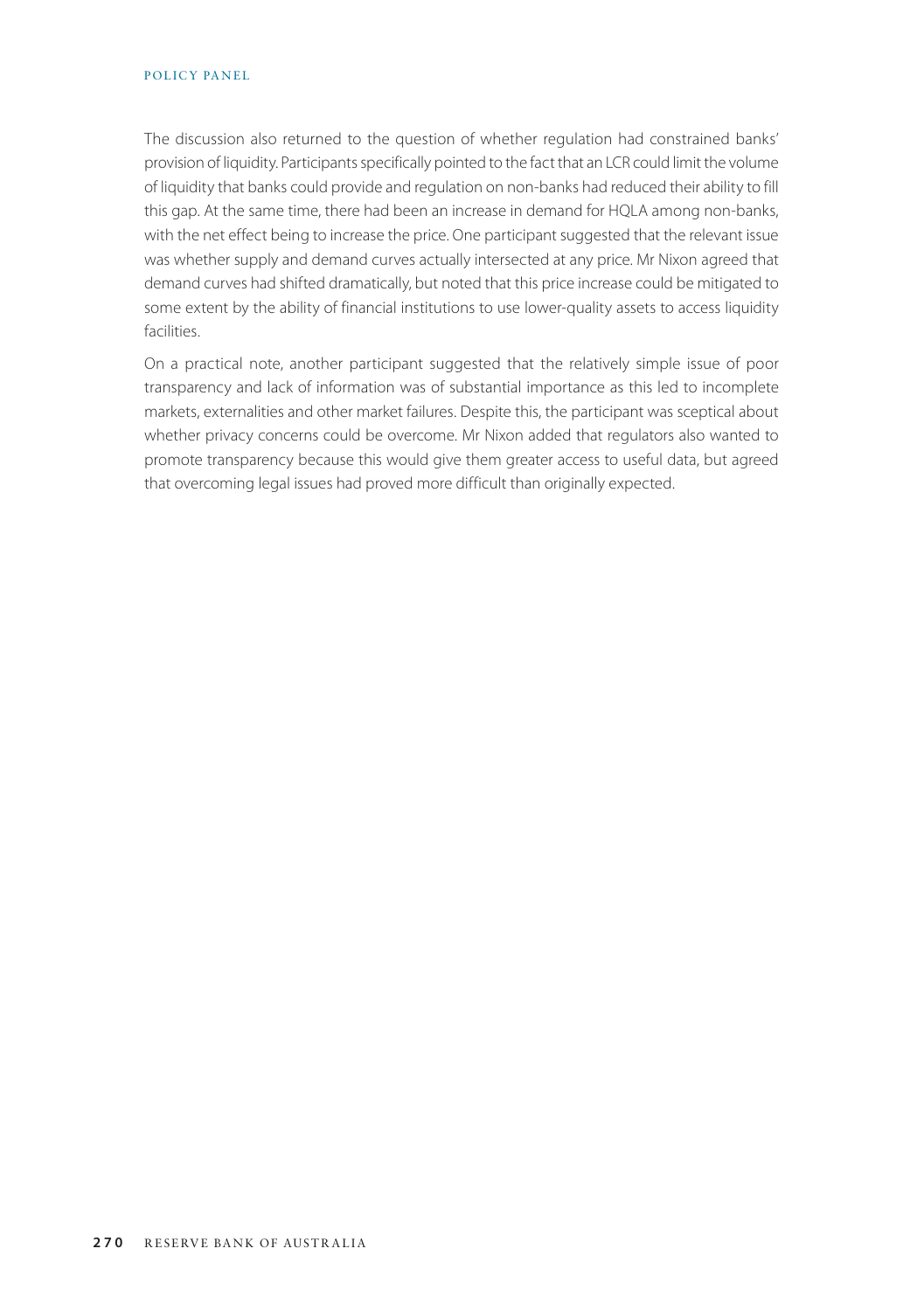The discussion also returned to the question of whether regulation had constrained banks' provision of liquidity. Participants specifically pointed to the fact that an LCR could limit the volume of liquidity that banks could provide and regulation on non-banks had reduced their ability to fill this gap. At the same time, there had been an increase in demand for HQLA among non-banks, with the net effect being to increase the price. One participant suggested that the relevant issue was whether supply and demand curves actually intersected at any price. Mr Nixon agreed that demand curves had shifted dramatically, but noted that this price increase could be mitigated to some extent by the ability of financial institutions to use lower-quality assets to access liquidity facilities.

On a practical note, another participant suggested that the relatively simple issue of poor transparency and lack of information was of substantial importance as this led to incomplete markets, externalities and other market failures. Despite this, the participant was sceptical about whether privacy concerns could be overcome. Mr Nixon added that regulators also wanted to promote transparency because this would give them greater access to useful data, but agreed that overcoming legal issues had proved more difficult than originally expected.